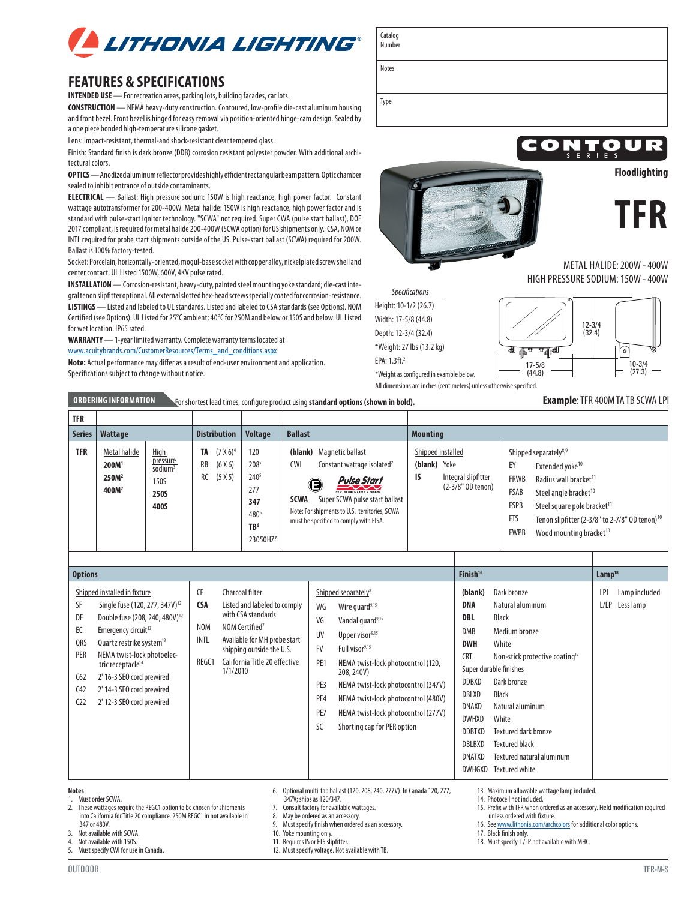# LITHONIA LIGHTING

| Catalog Number | |
|---|---|
| Notes | |
| Type | |

CONTOUR SERIES

**Floodlighting**

# TFR

METAL HALIDE: 200W - 400W
HIGH PRESSURE SODIUM: 150W - 400W

## FEATURES & SPECIFICATIONS

**INTENDED USE** — For recreation areas, parking lots, building facades, car lots.

**CONSTRUCTION** — NEMA heavy-duty construction. Contoured, low-profile die-cast aluminum housing and front bezel. Front bezel is hinged for easy removal via position-oriented hinge-cam design. Sealed by a one piece bonded high-temperature silicone gasket.

Lens: Impact-resistant, thermal-and shock-resistant clear tempered glass.

Finish: Standard finish is dark bronze (DDB) corrosion resistant polyester powder. With additional architectural colors.

**OPTICS** — Anodized aluminum reflector provides highly efficient rectangular beam pattern. Optic chamber sealed to inhibit entrance of outside contaminants.

**ELECTRICAL** — Ballast: High pressure sodium: 150W is high reactance, high power factor. Constant wattage autotransformer for 200-400W. Metal halide: 150W is high reactance, high power factor and is standard with pulse-start ignitor technology. "SCWA" not required. Super CWA (pulse start ballast), DOE 2017 compliant, is required for metal halide 200-400W (SCWA option) for US shipments only. CSA, NOM or INTL required for probe start shipments outside of the US. Pulse-start ballast (SCWA) required for 200W. Ballast is 100% factory-tested.

Socket: Porcelain, horizontally-oriented, mogul-base socket with copper alloy, nickel plated screw shell and center contact. UL Listed 1500W, 600V, 4KV pulse rated.

**INSTALLATION** — Corrosion-resistant, heavy-duty, painted steel mounting yoke standard; die-cast integral tenon slipfitter optional. All external slotted hex-head screws specially coated for corrosion-resistance.

**LISTINGS** — Listed and labeled to UL standards. Listed and labeled to CSA standards (see Options). NOM Certified (see Options). UL Listed for 25°C ambient; 40°C for 250M and below or 150S and below. UL Listed for wet location. IP65 rated.

**WARRANTY** — 1-year limited warranty. Complete warranty terms located at www.acuitybrands.com/CustomerResources/Terms_and_conditions.aspx

**Note:** Actual performance may differ as a result of end-user environment and application. Specifications subject to change without notice.

*Specifications*

Height: 10-1/2 (26.7)
Width: 17-5/8 (44.8)
Depth: 12-3/4 (32.4)
*Weight: 27 lbs (13.2 kg)
EPA: 1.3ft.[2]

*Weight as configured in example below.

All dimensions are inches (centimeters) unless otherwise specified.

## ORDERING INFORMATION

For shortest lead times, configure product using **standard options (shown in bold).**

**Example**: TFR 400M TA TB SCWA LPI

| Series | Wattage | | Distribution | Voltage | Ballast | Mounting | |
|---|---|---|---|---|---|---|---|
| **TFR** | Metal halide<br>**200M**[1]<br>**250M**[2]<br>**400M**[2] | High pressure sodium[3]<br>150S<br>**250S**<br>**400S** | **TA** (7 X 6)[4]<br>RB (6 X 6)<br>RC (5 X 5) | 120<br>208[5]<br>240[5]<br>277<br>**347**<br>480[5]<br>**TB**[6]<br>23050HZ[7] | **(blank)** Magnetic ballast<br>CWI Constant wattage isolated[7]<br>Pulse Start<br>**SCWA** Super SCWA pulse start ballast<br>Note: For shipments to U.S. territories, SCWA must be specified to comply with EISA. | Shipped installed<br>**(blank)** Yoke<br>**IS** Integral slipfitter (2-3/8" OD tenon) | Shipped separately[8,9]<br>EY Extended yoke[10]<br>FRWB Radius wall bracket[11]<br>FSAB Steel angle bracket[10]<br>FSPB Steel square pole bracket[11]<br>FTS Tenon slipfitter (2-3/8" to 2-7/8" OD tenon)[10]<br>FWPB Wood mounting bracket[10] |

| Options | | | Finish[16] | Lamp[18] |
|---|---|---|---|---|
| Shipped installed in fixture<br>SF Single fuse (120, 277, 347V)[12]<br>DF Double fuse (208, 240, 480V)[12]<br>EC Emergency circuit[13]<br>QRS Quartz restrike system[13]<br>PER NEMA twist-lock photoelectric receptacle[14]<br>C62 2' 16-3 SEO cord prewired<br>C42 2' 14-3 SEO cord prewired<br>C22 2' 12-3 SEO cord prewired | CF Charcoal filter<br>**CSA** Listed and labeled to comply with CSA standards<br>NOM NOM Certified[7]<br>INTL Available for MH probe start shipping outside the U.S.<br>REGC1 California Title 20 effective 1/1/2010 | Shipped separately[8]<br>WG Wire guard[9,15]<br>VG Vandal guard[9,15]<br>UV Upper visor[9,15]<br>FV Full visor[9,15]<br>PE1 NEMA twist-lock photocontrol (120, 208, 240V)<br>PE3 NEMA twist-lock photocontrol (347V)<br>PE4 NEMA twist-lock photocontrol (480V)<br>PE7 NEMA twist-lock photocontrol (277V)<br>SC Shorting cap for PER option | **(blank)** Dark bronze<br>**DNA** Natural aluminum<br>**DBL** Black<br>DMB Medium bronze<br>**DWH** White<br>CRT Non-stick protective coating[17]<br>Super durable finishes<br>DDBXD Dark bronze<br>DBLXD Black<br>DNAXD Natural aluminum<br>DWHXD White<br>DDBTXD Textured dark bronze<br>DBLBXD Textured black<br>DNATXD Textured natural aluminum<br>DWHGXD Textured white | LPI Lamp included<br>L/LP Less lamp |

**Notes**

1. Must order SCWA.
2. These wattages require the REGC1 option to be chosen for shipments into California for Title 20 compliance. 250M REGC1 not available in 347 or 480V.
3. Not available with SCWA.
4. Not available with 150S.
5. Must specify CWI for use in Canada.
6. Optional multi-tap ballast (120, 208, 240, 277V). In Canada 120, 277, 347V; ships as 120/347.
7. Consult factory for available wattages.
8. May be ordered as an accessory.
9. Must specify finish when ordered as an accessory.
10. Yoke mounting only.
11. Requires IS or FTS slipfitter.
12. Must specify voltage. Not available with TB.
13. Maximum allowable wattage lamp included.
14. Photocell not included.
15. Prefix with TFR when ordered as an accessory. Field modification required unless ordered with fixture.
16. See www.lithonia.com/archcolors for additional color options.
17. Black finish only.
18. Must specify. L/LP not available with MHC.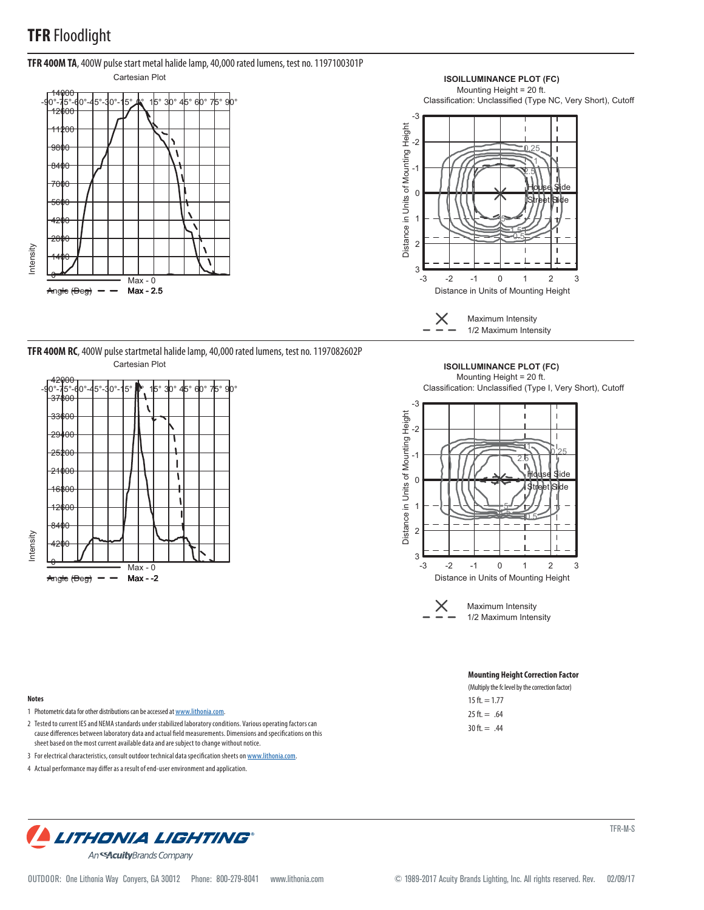# **TFR** Floodlight

**TFR 400M TA**, 400W pulse start metal halide lamp, 40,000 rated lumens, test no. 1197100301P

Cartesian Plot

14000
12600
11200
9800
8400
7000
5600
4200
2800
1400
0

-90° -75° -60° -45° -30° -15° 0° 15° 30° 45° 60° 75° 90°

Intensity

Angle (Deg)

Max - 0

Max - 2.5

ISOILLUMINANCE PLOT (FC)

Mounting Height = 20 ft.

Classification: Unclassified (Type NC, Very Short), Cutoff

Distance in Units of Mounting Height

-3 -2 -1 0 1 2 3

0.25
1
2.5
5
1.5
0.5

House Side

Street Side

Maximum Intensity

1/2 Maximum Intensity

**TFR 400M RC**, 400W pulse startmetal halide lamp, 40,000 rated lumens, test no. 1197082602P

Cartesian Plot

42000
37800
33600
29400
25200
21000
16800
12600
8400
4200
0

-90° -75° -60° -45° -30° -15° 0° 15° 30° 45° 60° 75° 90°

Intensity

Angle (Deg)

Max - 0

Max - -2

ISOILLUMINANCE PLOT (FC)

Mounting Height = 20 ft.

Classification: Unclassified (Type I, Very Short), Cutoff

Distance in Units of Mounting Height

-3 -2 -1 0 1 2 3

0.25
1
2.5
5
0.5

House Side

Street Side

Maximum Intensity

1/2 Maximum Intensity

**Mounting Height Correction Factor**

(Multiply the fc level by the correction factor)

15 ft. = 1.77

25 ft. = .64

30 ft. = .44

**Notes**

1. Photometric data for other distributions can be accessed at www.lithonia.com.
2. Tested to current IES and NEMA standards under stabilized laboratory conditions. Various operating factors can cause differences between laboratory data and actual field measurements. Dimensions and specifications on this sheet based on the most current available data and are subject to change without notice.
3. For electrical characteristics, consult outdoor technical data specification sheets on www.lithonia.com.
4. Actual performance may differ as a result of end-user environment and application.

LITHONIA LIGHTING®

An Acuity Brands Company

TFR-M-S

OUTDOOR: One Lithonia Way Conyers, GA 30012 Phone: 800-279-8041 www.lithonia.com © 1989-2017 Acuity Brands Lighting, Inc. All rights reserved. Rev. 02/09/17